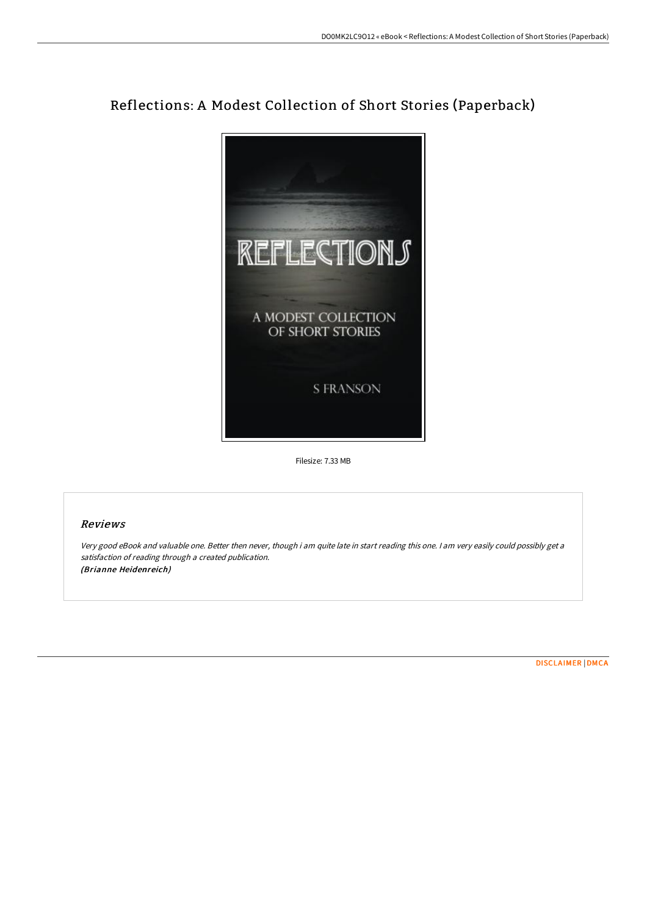# Reflections: A Modest Collection of Short Stories (Paperback)

REFLECTIONS

A MODEST COLLECTION OF SHORT STORIES

S FRANSON

Filesize: 7.33 MB

## Reviews

*Very good eBook and valuable one. Better then never, though i am quite late in start reading this one. I am very easily could possibly get a satisfaction of reading through a created publication.*
***(Brianne Heidenreich)***

DISCLAIMER | DMCA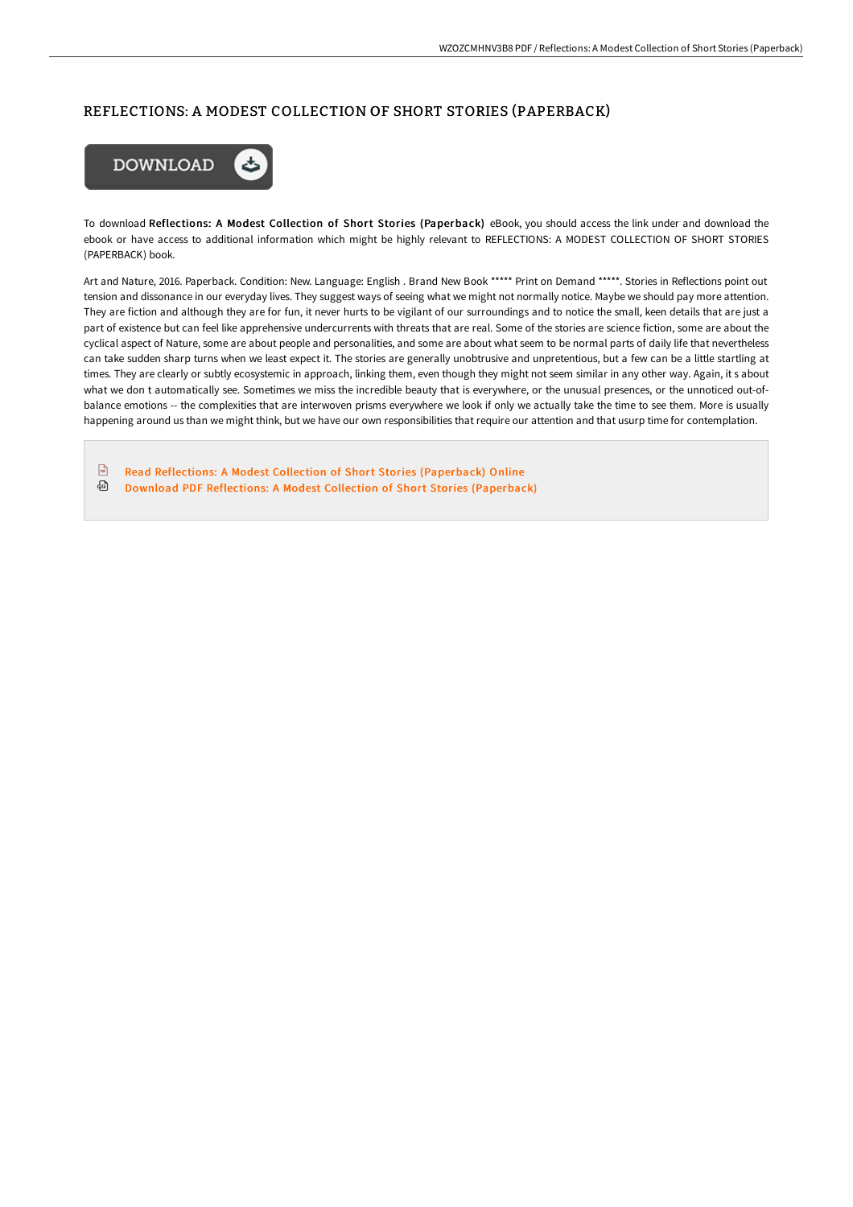# REFLECTIONS: A MODEST COLLECTION OF SHORT STORIES (PAPERBACK)

To download **Reflections: A Modest Collection of Short Stories (Paperback)** eBook, you should access the link under and download the ebook or have access to additional information which might be highly relevant to REFLECTIONS: A MODEST COLLECTION OF SHORT STORIES (PAPERBACK) book.

Art and Nature, 2016. Paperback. Condition: New. Language: English . Brand New Book ***** Print on Demand *****. Stories in Reflections point out tension and dissonance in our everyday lives. They suggest ways of seeing what we might not normally notice. Maybe we should pay more attention. They are fiction and although they are for fun, it never hurts to be vigilant of our surroundings and to notice the small, keen details that are just a part of existence but can feel like apprehensive undercurrents with threats that are real. Some of the stories are science fiction, some are about the cyclical aspect of Nature, some are about people and personalities, and some are about what seem to be normal parts of daily life that nevertheless can take sudden sharp turns when we least expect it. The stories are generally unobtrusive and unpretentious, but a few can be a little startling at times. They are clearly or subtly ecosystemic in approach, linking them, even though they might not seem similar in any other way. Again, it s about what we don t automatically see. Sometimes we miss the incredible beauty that is everywhere, or the unusual presences, or the unnoticed out-of-balance emotions -- the complexities that are interwoven prisms everywhere we look if only we actually take the time to see them. More is usually happening around us than we might think, but we have our own responsibilities that require our attention and that usurp time for contemplation.

- Read Reflections: A Modest Collection of Short Stories (Paperback) Online
- Download PDF Reflections: A Modest Collection of Short Stories (Paperback)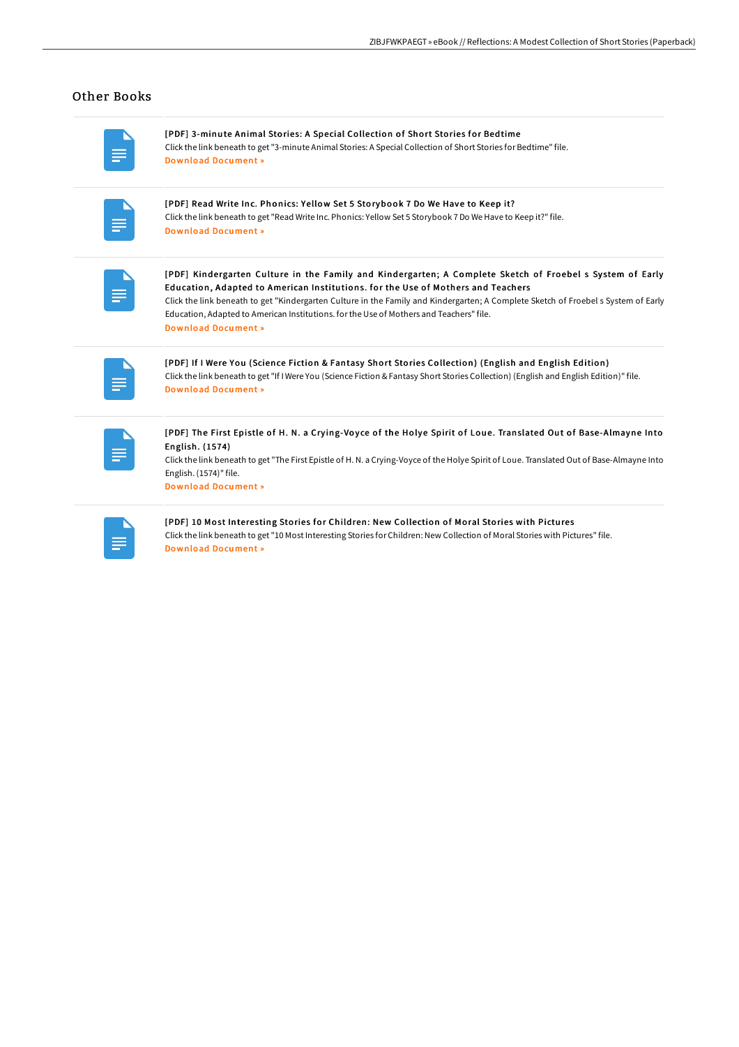## Other Books

**[PDF] 3-minute Animal Stories: A Special Collection of Short Stories for Bedtime**
Click the link beneath to get "3-minute Animal Stories: A Special Collection of Short Stories for Bedtime" file.
Download Document »

**[PDF] Read Write Inc. Phonics: Yellow Set 5 Storybook 7 Do We Have to Keep it?**
Click the link beneath to get "Read Write Inc. Phonics: Yellow Set 5 Storybook 7 Do We Have to Keep it?" file.
Download Document »

**[PDF] Kindergarten Culture in the Family and Kindergarten; A Complete Sketch of Froebel s System of Early Education, Adapted to American Institutions. for the Use of Mothers and Teachers**
Click the link beneath to get "Kindergarten Culture in the Family and Kindergarten; A Complete Sketch of Froebel s System of Early Education, Adapted to American Institutions. for the Use of Mothers and Teachers" file.
Download Document »

**[PDF] If I Were You (Science Fiction & Fantasy Short Stories Collection) (English and English Edition)**
Click the link beneath to get "If I Were You (Science Fiction & Fantasy Short Stories Collection) (English and English Edition)" file.
Download Document »

**[PDF] The First Epistle of H. N. a Crying-Voyce of the Holye Spirit of Loue. Translated Out of Base-Almayne Into English. (1574)**
Click the link beneath to get "The First Epistle of H. N. a Crying-Voyce of the Holye Spirit of Loue. Translated Out of Base-Almayne Into English. (1574)" file.
Download Document »

**[PDF] 10 Most Interesting Stories for Children: New Collection of Moral Stories with Pictures**
Click the link beneath to get "10 Most Interesting Stories for Children: New Collection of Moral Stories with Pictures" file.
Download Document »